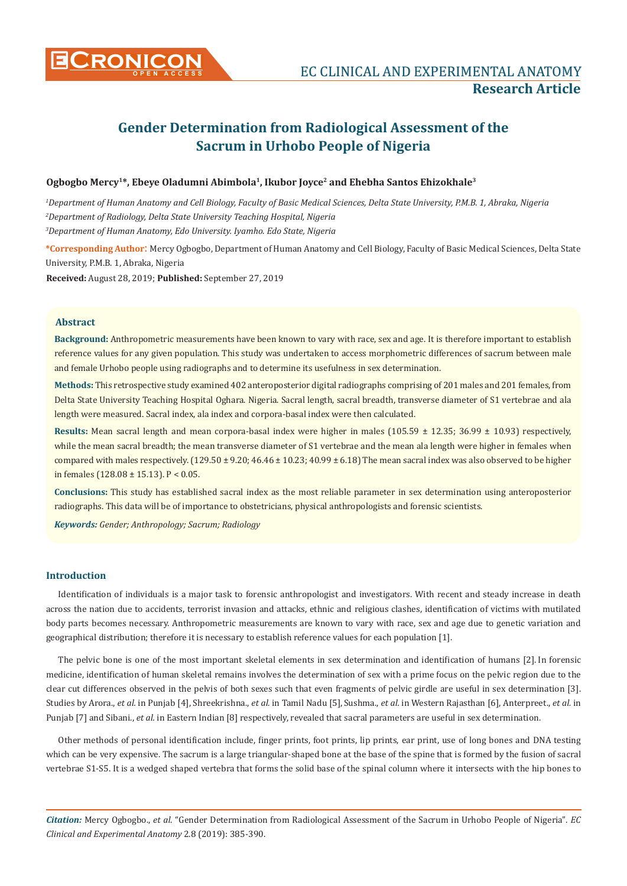# Gender Determination from Radiological Assessment of the Sacrum in Urhobo People of Nigeria

**Ogbogbo Mercy[1]*, Ebeye Oladumni Abimbola[1], Ikubor Joyce[2] and Ehebha Santos Ehizokhale[3]**

*[1]Department of Human Anatomy and Cell Biology, Faculty of Basic Medical Sciences, Delta State University, P.M.B. 1, Abraka, Nigeria*

*[2]Department of Radiology, Delta State University Teaching Hospital, Nigeria*

*[3]Department of Human Anatomy, Edo University. Iyamho. Edo State, Nigeria*

**\*Corresponding Author:** Mercy Ogbogbo, Department of Human Anatomy and Cell Biology, Faculty of Basic Medical Sciences, Delta State University, P.M.B. 1, Abraka, Nigeria

**Received:** August 28, 2019; **Published:** September 27, 2019

## Abstract

**Background:** Anthropometric measurements have been known to vary with race, sex and age. It is therefore important to establish reference values for any given population. This study was undertaken to access morphometric differences of sacrum between male and female Urhobo people using radiographs and to determine its usefulness in sex determination.

**Methods:** This retrospective study examined 402 anteroposterior digital radiographs comprising of 201 males and 201 females, from Delta State University Teaching Hospital Oghara. Nigeria. Sacral length, sacral breadth, transverse diameter of S1 vertebrae and ala length were measured. Sacral index, ala index and corpora-basal index were then calculated.

**Results:** Mean sacral length and mean corpora-basal index were higher in males (105.59 ± 12.35; 36.99 ± 10.93) respectively, while the mean sacral breadth; the mean transverse diameter of S1 vertebrae and the mean ala length were higher in females when compared with males respectively. (129.50 ± 9.20; 46.46 ± 10.23; 40.99 ± 6.18) The mean sacral index was also observed to be higher in females (128.08 ± 15.13). $P < 0.05$.

**Conclusions:** This study has established sacral index as the most reliable parameter in sex determination using anteroposterior radiographs. This data will be of importance to obstetricians, physical anthropologists and forensic scientists.

***Keywords:** Gender; Anthropology; Sacrum; Radiology*

## Introduction

Identification of individuals is a major task to forensic anthropologist and investigators. With recent and steady increase in death across the nation due to accidents, terrorist invasion and attacks, ethnic and religious clashes, identification of victims with mutilated body parts becomes necessary. Anthropometric measurements are known to vary with race, sex and age due to genetic variation and geographical distribution; therefore it is necessary to establish reference values for each population [1].

The pelvic bone is one of the most important skeletal elements in sex determination and identification of humans [2]. In forensic medicine, identification of human skeletal remains involves the determination of sex with a prime focus on the pelvic region due to the clear cut differences observed in the pelvis of both sexes such that even fragments of pelvic girdle are useful in sex determination [3]. Studies by Arora., *et al.* in Punjab [4], Shreekrishna., *et al.* in Tamil Nadu [5], Sushma., *et al.* in Western Rajasthan [6], Anterpreet., *et al.* in Punjab [7] and Sibani., *et al.* in Eastern Indian [8] respectively, revealed that sacral parameters are useful in sex determination.

Other methods of personal identification include, finger prints, foot prints, lip prints, ear print, use of long bones and DNA testing which can be very expensive. The sacrum is a large triangular-shaped bone at the base of the spine that is formed by the fusion of sacral vertebrae S1-S5. It is a wedged shaped vertebra that forms the solid base of the spinal column where it intersects with the hip bones to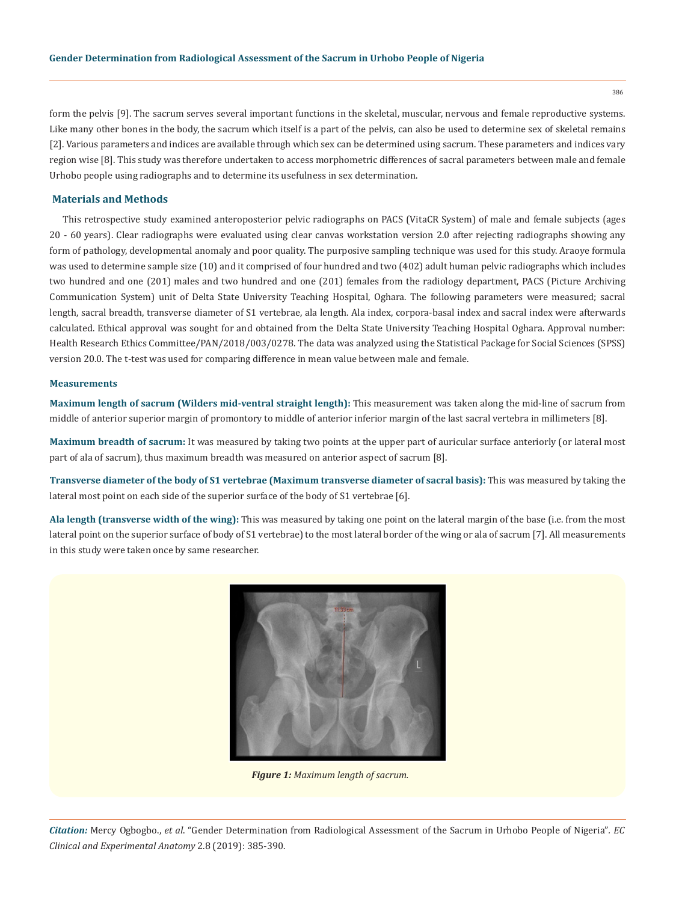form the pelvis [9]. The sacrum serves several important functions in the skeletal, muscular, nervous and female reproductive systems. Like many other bones in the body, the sacrum which itself is a part of the pelvis, can also be used to determine sex of skeletal remains [2]. Various parameters and indices are available through which sex can be determined using sacrum. These parameters and indices vary region wise [8]. This study was therefore undertaken to access morphometric differences of sacral parameters between male and female Urhobo people using radiographs and to determine its usefulness in sex determination.

## Materials and Methods

This retrospective study examined anteroposterior pelvic radiographs on PACS (VitaCR System) of male and female subjects (ages 20 - 60 years). Clear radiographs were evaluated using clear canvas workstation version 2.0 after rejecting radiographs showing any form of pathology, developmental anomaly and poor quality. The purposive sampling technique was used for this study. Araoye formula was used to determine sample size (10) and it comprised of four hundred and two (402) adult human pelvic radiographs which includes two hundred and one (201) males and two hundred and one (201) females from the radiology department, PACS (Picture Archiving Communication System) unit of Delta State University Teaching Hospital, Oghara. The following parameters were measured; sacral length, sacral breadth, transverse diameter of S1 vertebrae, ala length. Ala index, corpora-basal index and sacral index were afterwards calculated. Ethical approval was sought for and obtained from the Delta State University Teaching Hospital Oghara. Approval number: Health Research Ethics Committee/PAN/2018/003/0278. The data was analyzed using the Statistical Package for Social Sciences (SPSS) version 20.0. The t-test was used for comparing difference in mean value between male and female.

### Measurements

**Maximum length of sacrum (Wilders mid-ventral straight length):** This measurement was taken along the mid-line of sacrum from middle of anterior superior margin of promontory to middle of anterior inferior margin of the last sacral vertebra in millimeters [8].

**Maximum breadth of sacrum:** It was measured by taking two points at the upper part of auricular surface anteriorly (or lateral most part of ala of sacrum), thus maximum breadth was measured on anterior aspect of sacrum [8].

**Transverse diameter of the body of S1 vertebrae (Maximum transverse diameter of sacral basis):** This was measured by taking the lateral most point on each side of the superior surface of the body of S1 vertebrae [6].

**Ala length (transverse width of the wing):** This was measured by taking one point on the lateral margin of the base (i.e. from the most lateral point on the superior surface of body of S1 vertebrae) to the most lateral border of the wing or ala of sacrum [7]. All measurements in this study were taken once by same researcher.

***Figure 1:*** *Maximum length of sacrum.*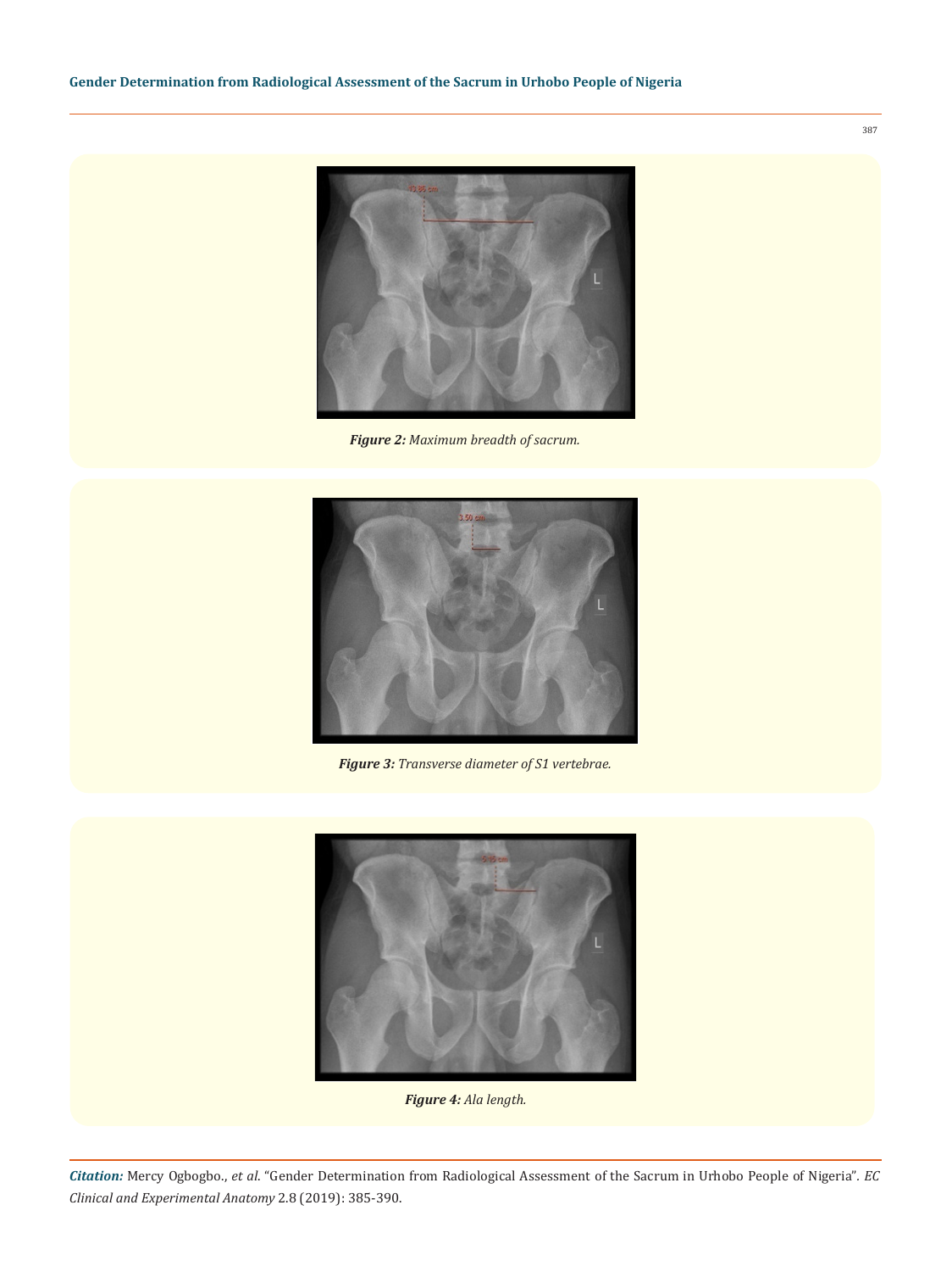Figure 2: Maximum breadth of sacrum.

Figure 3: Transverse diameter of S1 vertebrae.

Figure 4: Ala length.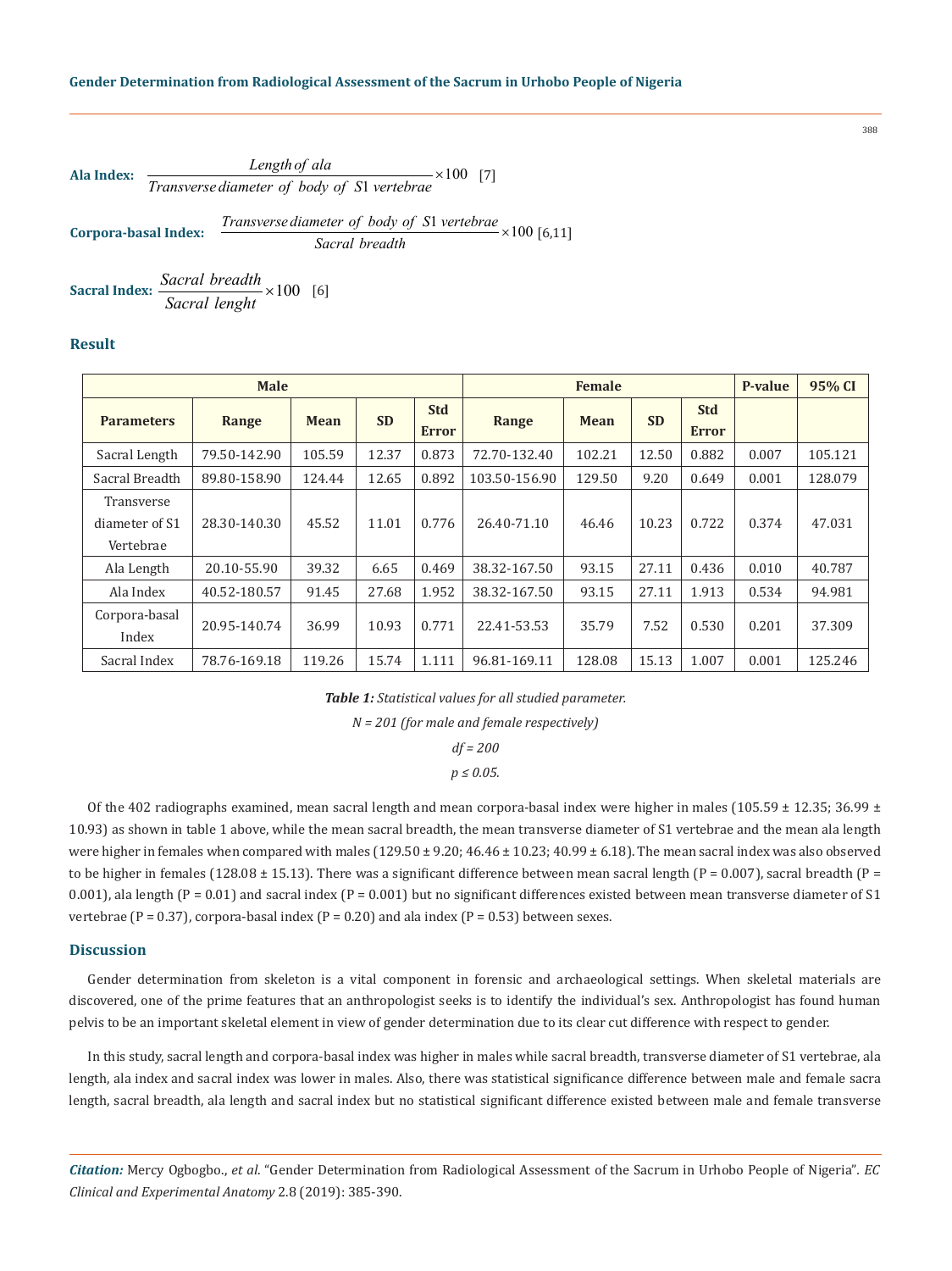**Ala Index:** $\frac{Length\ of\ ala}{Transverse\ diameter\ of\ body\ of\ S1\ vertebrae} \times 100$ [7]

**Corpora-basal Index:** $\frac{Transverse\ diameter\ of\ body\ of\ S1\ vertebrae}{Sacral\ breadth} \times 100$ [6,11]

**Sacral Index:** $\frac{Sacral\ breadth}{Sacral\ lenght} \times 100$ [6]

## Result

| Male | | | | | Female | | | | P-value | 95% CI |
|---|---|---|---|---|---|---|---|---|---|---|
| **Parameters** | **Range** | **Mean** | **SD** | **Std Error** | **Range** | **Mean** | **SD** | **Std Error** | | |
| Sacral Length | 79.50-142.90 | 105.59 | 12.37 | 0.873 | 72.70-132.40 | 102.21 | 12.50 | 0.882 | 0.007 | 105.121 |
| Sacral Breadth | 89.80-158.90 | 124.44 | 12.65 | 0.892 | 103.50-156.90 | 129.50 | 9.20 | 0.649 | 0.001 | 128.079 |
| Transverse diameter of S1 Vertebrae | 28.30-140.30 | 45.52 | 11.01 | 0.776 | 26.40-71.10 | 46.46 | 10.23 | 0.722 | 0.374 | 47.031 |
| Ala Length | 20.10-55.90 | 39.32 | 6.65 | 0.469 | 38.32-167.50 | 93.15 | 27.11 | 0.436 | 0.010 | 40.787 |
| Ala Index | 40.52-180.57 | 91.45 | 27.68 | 1.952 | 38.32-167.50 | 93.15 | 27.11 | 1.913 | 0.534 | 94.981 |
| Corpora-basal Index | 20.95-140.74 | 36.99 | 10.93 | 0.771 | 22.41-53.53 | 35.79 | 7.52 | 0.530 | 0.201 | 37.309 |
| Sacral Index | 78.76-169.18 | 119.26 | 15.74 | 1.111 | 96.81-169.11 | 128.08 | 15.13 | 1.007 | 0.001 | 125.246 |

***Table 1:*** *Statistical values for all studied parameter.*

*N = 201 (for male and female respectively)*

*df = 200*

*$p \leq 0.05$.*

Of the 402 radiographs examined, mean sacral length and mean corpora-basal index were higher in males (105.59 ± 12.35; 36.99 ± 10.93) as shown in table 1 above, while the mean sacral breadth, the mean transverse diameter of S1 vertebrae and the mean ala length were higher in females when compared with males (129.50 ± 9.20; 46.46 ± 10.23; 40.99 ± 6.18). The mean sacral index was also observed to be higher in females (128.08 ± 15.13). There was a significant difference between mean sacral length (P = 0.007), sacral breadth (P = 0.001), ala length (P = 0.01) and sacral index (P = 0.001) but no significant differences existed between mean transverse diameter of S1 vertebrae (P = 0.37), corpora-basal index (P = 0.20) and ala index (P = 0.53) between sexes.

## Discussion

Gender determination from skeleton is a vital component in forensic and archaeological settings. When skeletal materials are discovered, one of the prime features that an anthropologist seeks is to identify the individual's sex. Anthropologist has found human pelvis to be an important skeletal element in view of gender determination due to its clear cut difference with respect to gender.

In this study, sacral length and corpora-basal index was higher in males while sacral breadth, transverse diameter of S1 vertebrae, ala length, ala index and sacral index was lower in males. Also, there was statistical significance difference between male and female sacra length, sacral breadth, ala length and sacral index but no statistical significant difference existed between male and female transverse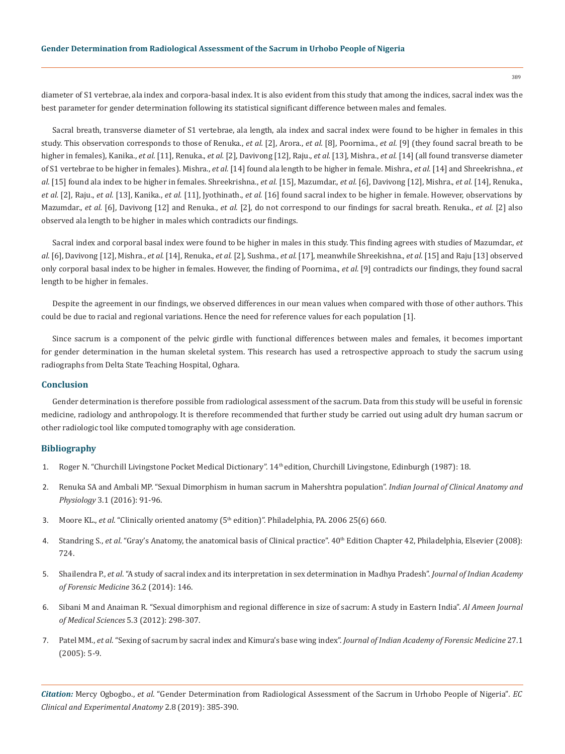diameter of S1 vertebrae, ala index and corpora-basal index. It is also evident from this study that among the indices, sacral index was the best parameter for gender determination following its statistical significant difference between males and females.

Sacral breath, transverse diameter of S1 vertebrae, ala length, ala index and sacral index were found to be higher in females in this study. This observation corresponds to those of Renuka., *et al.* [2], Arora., *et al.* [8], Poornima., *et al.* [9] (they found sacral breath to be higher in females), Kanika., *et al.* [11], Renuka., *et al.* [2], Davivong [12], Raju., *et al.* [13], Mishra., *et al.* [14] (all found transverse diameter of S1 vertebrae to be higher in females). Mishra., *et al.* [14] found ala length to be higher in female. Mishra., *et al.* [14] and Shreekrishna., *et al.* [15] found ala index to be higher in females. Shreekrishna., *et al.* [15], Mazumdar., *et al.* [6], Davivong [12], Mishra., *et al.* [14], Renuka., *et al.* [2], Raju., *et al.* [13], Kanika., *et al.* [11], Jyothinath., *et al.* [16] found sacral index to be higher in female. However, observations by Mazumdar., *et al.* [6], Davivong [12] and Renuka., *et al.* [2], do not correspond to our findings for sacral breath. Renuka., *et al.* [2] also observed ala length to be higher in males which contradicts our findings.

Sacral index and corporal basal index were found to be higher in males in this study. This finding agrees with studies of Mazumdar., *et al.* [6], Davivong [12], Mishra., *et al.* [14], Renuka., *et al.* [2], Sushma., *et al.* [17], meanwhile Shreekishna., *et al.* [15] and Raju [13] observed only corporal basal index to be higher in females. However, the finding of Poornima., *et al.* [9] contradicts our findings, they found sacral length to be higher in females.

Despite the agreement in our findings, we observed differences in our mean values when compared with those of other authors. This could be due to racial and regional variations. Hence the need for reference values for each population [1].

Since sacrum is a component of the pelvic girdle with functional differences between males and females, it becomes important for gender determination in the human skeletal system. This research has used a retrospective approach to study the sacrum using radiographs from Delta State Teaching Hospital, Oghara.

## Conclusion

Gender determination is therefore possible from radiological assessment of the sacrum. Data from this study will be useful in forensic medicine, radiology and anthropology. It is therefore recommended that further study be carried out using adult dry human sacrum or other radiologic tool like computed tomography with age consideration.

## Bibliography

1. Roger N. "Churchill Livingstone Pocket Medical Dictionary". 14th edition, Churchill Livingstone, Edinburgh (1987): 18.
2. Renuka SA and Ambali MP. "Sexual Dimorphism in human sacrum in Mahershtra population". *Indian Journal of Clinical Anatomy and Physiology* 3.1 (2016): 91-96.
3. Moore KL., *et al.* "Clinically oriented anatomy (5th edition)". Philadelphia, PA. 2006 25(6) 660.
4. Standring S., *et al.* "Gray's Anatomy, the anatomical basis of Clinical practice". 40th Edition Chapter 42, Philadelphia, Elsevier (2008): 724.
5. Shailendra P., *et al.* "A study of sacral index and its interpretation in sex determination in Madhya Pradesh". *Journal of Indian Academy of Forensic Medicine* 36.2 (2014): 146.
6. Sibani M and Anaiman R. "Sexual dimorphism and regional difference in size of sacrum: A study in Eastern India". *Al Ameen Journal of Medical Sciences* 5.3 (2012): 298-307.
7. Patel MM., *et al.* "Sexing of sacrum by sacral index and Kimura's base wing index". *Journal of Indian Academy of Forensic Medicine* 27.1 (2005): 5-9.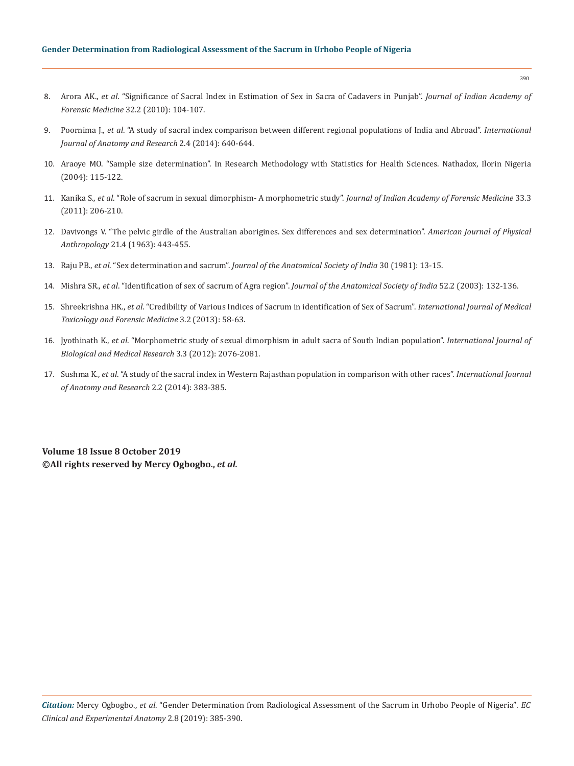8. Arora AK., *et al*. "Significance of Sacral Index in Estimation of Sex in Sacra of Cadavers in Punjab". *Journal of Indian Academy of Forensic Medicine* 32.2 (2010): 104-107.
9. Poornima J., *et al*. "A study of sacral index comparison between different regional populations of India and Abroad". *International Journal of Anatomy and Research* 2.4 (2014): 640-644.
10. Araoye MO. "Sample size determination". In Research Methodology with Statistics for Health Sciences. Nathadox, Ilorin Nigeria (2004): 115-122.
11. Kanika S., *et al*. "Role of sacrum in sexual dimorphism- A morphometric study". *Journal of Indian Academy of Forensic Medicine* 33.3 (2011): 206-210.
12. Davivongs V. "The pelvic girdle of the Australian aborigines. Sex differences and sex determination". *American Journal of Physical Anthropology* 21.4 (1963): 443-455.
13. Raju PB., *et al*. "Sex determination and sacrum". *Journal of the Anatomical Society of India* 30 (1981): 13-15.
14. Mishra SR., *et al*. "Identification of sex of sacrum of Agra region". *Journal of the Anatomical Society of India* 52.2 (2003): 132-136.
15. Shreekrishna HK., *et al*. "Credibility of Various Indices of Sacrum in identification of Sex of Sacrum". *International Journal of Medical Toxicology and Forensic Medicine* 3.2 (2013): 58-63.
16. Jyothinath K., *et al*. "Morphometric study of sexual dimorphism in adult sacra of South Indian population". *International Journal of Biological and Medical Research* 3.3 (2012): 2076-2081.
17. Sushma K., *et al*. "A study of the sacral index in Western Rajasthan population in comparison with other races". *International Journal of Anatomy and Research* 2.2 (2014): 383-385.

**Volume 18 Issue 8 October 2019**
**©All rights reserved by Mercy Ogbogbo., *et al.***